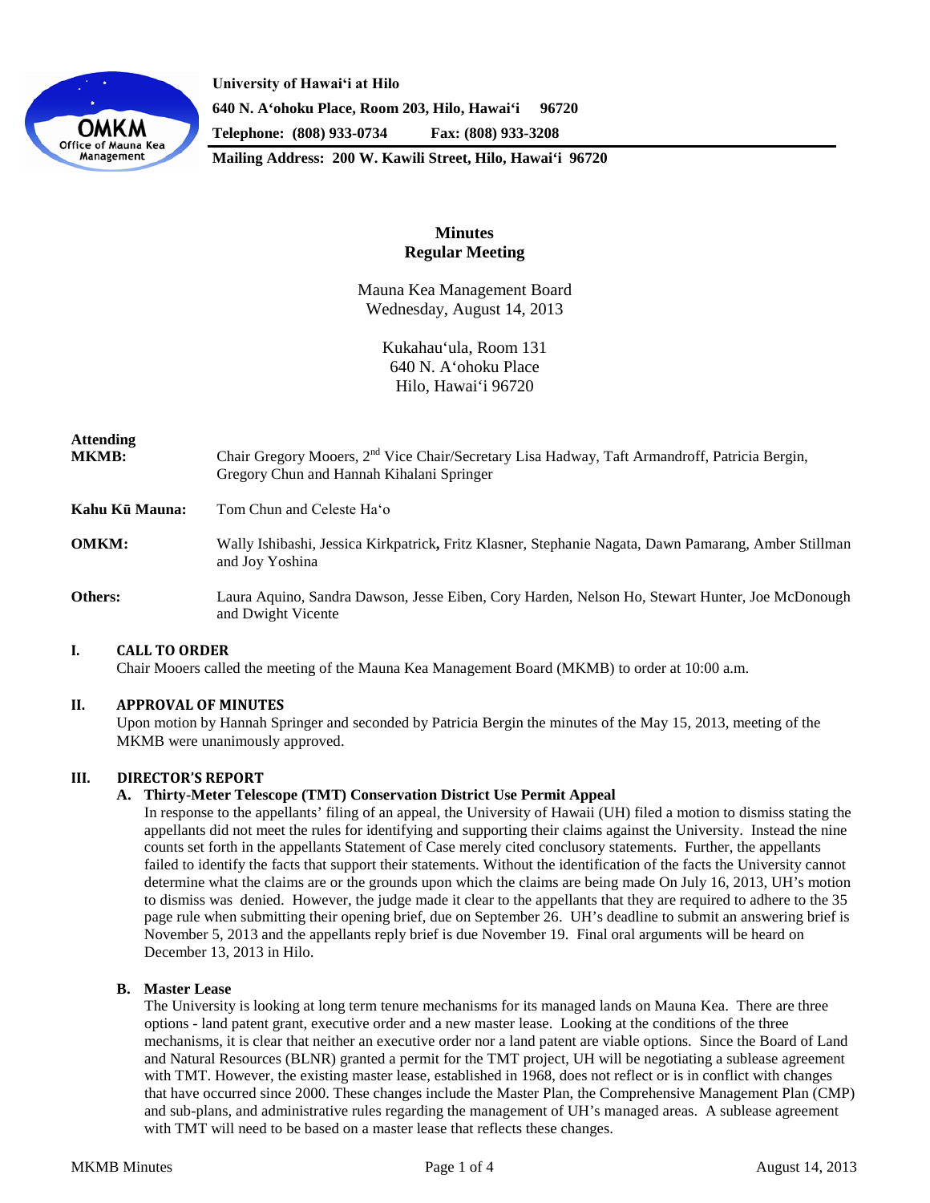University of Hawaiʻi at Hilo
640 N. Aʻohoku Place, Room 203, Hilo, Hawaiʻi 96720
Telephone: (808) 933-0734 Fax: (808) 933-3208
Mailing Address: 200 W. Kawili Street, Hilo, Hawaiʻi 96720

# Minutes
## Regular Meeting

Mauna Kea Management Board
Wednesday, August 14, 2013

Kukahauʻula, Room 131
640 N. Aʻohoku Place
Hilo, Hawaiʻi 96720

**Attending MKMB:** Chair Gregory Mooers, 2nd Vice Chair/Secretary Lisa Hadway, Taft Armandroff, Patricia Bergin, Gregory Chun and Hannah Kihalani Springer

**Kahu Kū Mauna:** Tom Chun and Celeste Haʻo

**OMKM:** Wally Ishibashi, Jessica Kirkpatrick, Fritz Klasner, Stephanie Nagata, Dawn Pamarang, Amber Stillman and Joy Yoshina

**Others:** Laura Aquino, Sandra Dawson, Jesse Eiben, Cory Harden, Nelson Ho, Stewart Hunter, Joe McDonough and Dwight Vicente

### I. CALL TO ORDER

Chair Mooers called the meeting of the Mauna Kea Management Board (MKMB) to order at 10:00 a.m.

### II. APPROVAL OF MINUTES

Upon motion by Hannah Springer and seconded by Patricia Bergin the minutes of the May 15, 2013, meeting of the MKMB were unanimously approved.

### III. DIRECTOR'S REPORT

**A. Thirty-Meter Telescope (TMT) Conservation District Use Permit Appeal**

In response to the appellants' filing of an appeal, the University of Hawaii (UH) filed a motion to dismiss stating the appellants did not meet the rules for identifying and supporting their claims against the University. Instead the nine counts set forth in the appellants Statement of Case merely cited conclusory statements. Further, the appellants failed to identify the facts that support their statements. Without the identification of the facts the University cannot determine what the claims are or the grounds upon which the claims are being made On July 16, 2013, UH's motion to dismiss was denied. However, the judge made it clear to the appellants that they are required to adhere to the 35 page rule when submitting their opening brief, due on September 26. UH's deadline to submit an answering brief is November 5, 2013 and the appellants reply brief is due November 19. Final oral arguments will be heard on December 13, 2013 in Hilo.

**B. Master Lease**

The University is looking at long term tenure mechanisms for its managed lands on Mauna Kea. There are three options - land patent grant, executive order and a new master lease. Looking at the conditions of the three mechanisms, it is clear that neither an executive order nor a land patent are viable options. Since the Board of Land and Natural Resources (BLNR) granted a permit for the TMT project, UH will be negotiating a sublease agreement with TMT. However, the existing master lease, established in 1968, does not reflect or is in conflict with changes that have occurred since 2000. These changes include the Master Plan, the Comprehensive Management Plan (CMP) and sub-plans, and administrative rules regarding the management of UH's managed areas. A sublease agreement with TMT will need to be based on a master lease that reflects these changes.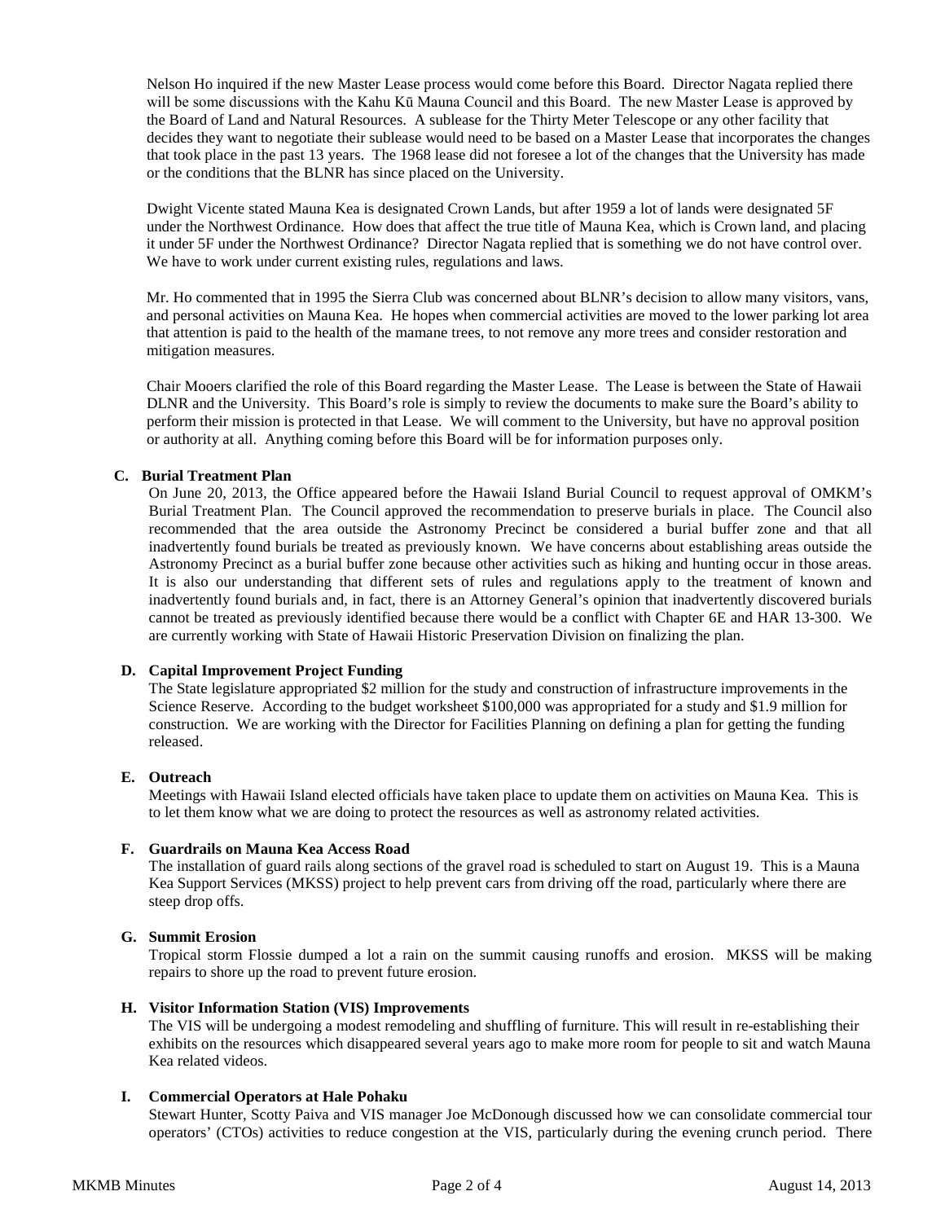Nelson Ho inquired if the new Master Lease process would come before this Board. Director Nagata replied there will be some discussions with the Kahu Kū Mauna Council and this Board. The new Master Lease is approved by the Board of Land and Natural Resources. A sublease for the Thirty Meter Telescope or any other facility that decides they want to negotiate their sublease would need to be based on a Master Lease that incorporates the changes that took place in the past 13 years. The 1968 lease did not foresee a lot of the changes that the University has made or the conditions that the BLNR has since placed on the University.

Dwight Vicente stated Mauna Kea is designated Crown Lands, but after 1959 a lot of lands were designated 5F under the Northwest Ordinance. How does that affect the true title of Mauna Kea, which is Crown land, and placing it under 5F under the Northwest Ordinance? Director Nagata replied that is something we do not have control over. We have to work under current existing rules, regulations and laws.

Mr. Ho commented that in 1995 the Sierra Club was concerned about BLNR's decision to allow many visitors, vans, and personal activities on Mauna Kea. He hopes when commercial activities are moved to the lower parking lot area that attention is paid to the health of the mamane trees, to not remove any more trees and consider restoration and mitigation measures.

Chair Mooers clarified the role of this Board regarding the Master Lease. The Lease is between the State of Hawaii DLNR and the University. This Board's role is simply to review the documents to make sure the Board's ability to perform their mission is protected in that Lease. We will comment to the University, but have no approval position or authority at all. Anything coming before this Board will be for information purposes only.

**C. Burial Treatment Plan**

On June 20, 2013, the Office appeared before the Hawaii Island Burial Council to request approval of OMKM's Burial Treatment Plan. The Council approved the recommendation to preserve burials in place. The Council also recommended that the area outside the Astronomy Precinct be considered a burial buffer zone and that all inadvertently found burials be treated as previously known. We have concerns about establishing areas outside the Astronomy Precinct as a burial buffer zone because other activities such as hiking and hunting occur in those areas. It is also our understanding that different sets of rules and regulations apply to the treatment of known and inadvertently found burials and, in fact, there is an Attorney General's opinion that inadvertently discovered burials cannot be treated as previously identified because there would be a conflict with Chapter 6E and HAR 13-300. We are currently working with State of Hawaii Historic Preservation Division on finalizing the plan.

**D. Capital Improvement Project Funding**

The State legislature appropriated $2 million for the study and construction of infrastructure improvements in the Science Reserve. According to the budget worksheet $100,000 was appropriated for a study and $1.9 million for construction. We are working with the Director for Facilities Planning on defining a plan for getting the funding released.

**E. Outreach**

Meetings with Hawaii Island elected officials have taken place to update them on activities on Mauna Kea. This is to let them know what we are doing to protect the resources as well as astronomy related activities.

**F. Guardrails on Mauna Kea Access Road**

The installation of guard rails along sections of the gravel road is scheduled to start on August 19. This is a Mauna Kea Support Services (MKSS) project to help prevent cars from driving off the road, particularly where there are steep drop offs.

**G. Summit Erosion**

Tropical storm Flossie dumped a lot a rain on the summit causing runoffs and erosion. MKSS will be making repairs to shore up the road to prevent future erosion.

**H. Visitor Information Station (VIS) Improvements**

The VIS will be undergoing a modest remodeling and shuffling of furniture. This will result in re-establishing their exhibits on the resources which disappeared several years ago to make more room for people to sit and watch Mauna Kea related videos.

**I. Commercial Operators at Hale Pohaku**

Stewart Hunter, Scotty Paiva and VIS manager Joe McDonough discussed how we can consolidate commercial tour operators' (CTOs) activities to reduce congestion at the VIS, particularly during the evening crunch period. There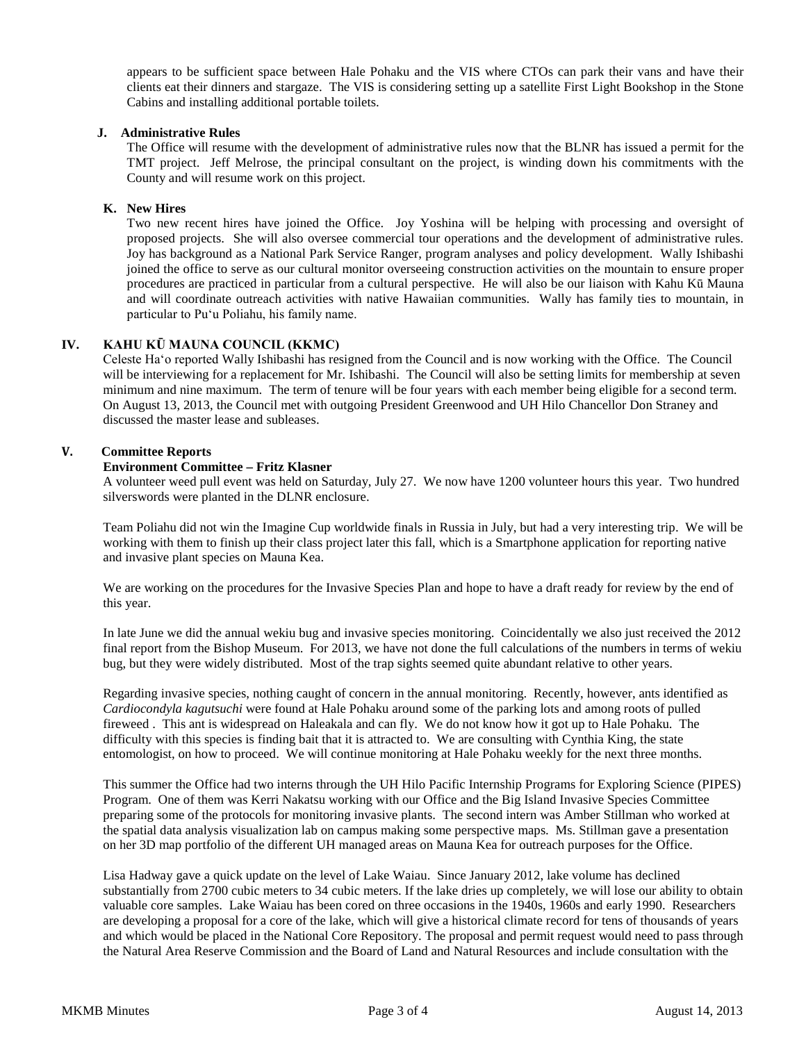appears to be sufficient space between Hale Pohaku and the VIS where CTOs can park their vans and have their clients eat their dinners and stargaze. The VIS is considering setting up a satellite First Light Bookshop in the Stone Cabins and installing additional portable toilets.

**J. Administrative Rules**

The Office will resume with the development of administrative rules now that the BLNR has issued a permit for the TMT project. Jeff Melrose, the principal consultant on the project, is winding down his commitments with the County and will resume work on this project.

**K. New Hires**

Two new recent hires have joined the Office. Joy Yoshina will be helping with processing and oversight of proposed projects. She will also oversee commercial tour operations and the development of administrative rules. Joy has background as a National Park Service Ranger, program analyses and policy development. Wally Ishibashi joined the office to serve as our cultural monitor overseeing construction activities on the mountain to ensure proper procedures are practiced in particular from a cultural perspective. He will also be our liaison with Kahu Kū Mauna and will coordinate outreach activities with native Hawaiian communities. Wally has family ties to mountain, in particular to Pu'u Poliahu, his family name.

## IV. KAHU KŪ MAUNA COUNCIL (KKMC)

Celeste Ha'o reported Wally Ishibashi has resigned from the Council and is now working with the Office. The Council will be interviewing for a replacement for Mr. Ishibashi. The Council will also be setting limits for membership at seven minimum and nine maximum. The term of tenure will be four years with each member being eligible for a second term. On August 13, 2013, the Council met with outgoing President Greenwood and UH Hilo Chancellor Don Straney and discussed the master lease and subleases.

## V. Committee Reports

**Environment Committee – Fritz Klasner**

A volunteer weed pull event was held on Saturday, July 27. We now have 1200 volunteer hours this year. Two hundred silverswords were planted in the DLNR enclosure.

Team Poliahu did not win the Imagine Cup worldwide finals in Russia in July, but had a very interesting trip. We will be working with them to finish up their class project later this fall, which is a Smartphone application for reporting native and invasive plant species on Mauna Kea.

We are working on the procedures for the Invasive Species Plan and hope to have a draft ready for review by the end of this year.

In late June we did the annual wekiu bug and invasive species monitoring. Coincidentally we also just received the 2012 final report from the Bishop Museum. For 2013, we have not done the full calculations of the numbers in terms of wekiu bug, but they were widely distributed. Most of the trap sights seemed quite abundant relative to other years.

Regarding invasive species, nothing caught of concern in the annual monitoring. Recently, however, ants identified as *Cardiocondyla kagutsuchi* were found at Hale Pohaku around some of the parking lots and among roots of pulled fireweed . This ant is widespread on Haleakala and can fly. We do not know how it got up to Hale Pohaku. The difficulty with this species is finding bait that it is attracted to. We are consulting with Cynthia King, the state entomologist, on how to proceed. We will continue monitoring at Hale Pohaku weekly for the next three months.

This summer the Office had two interns through the UH Hilo Pacific Internship Programs for Exploring Science (PIPES) Program. One of them was Kerri Nakatsu working with our Office and the Big Island Invasive Species Committee preparing some of the protocols for monitoring invasive plants. The second intern was Amber Stillman who worked at the spatial data analysis visualization lab on campus making some perspective maps. Ms. Stillman gave a presentation on her 3D map portfolio of the different UH managed areas on Mauna Kea for outreach purposes for the Office.

Lisa Hadway gave a quick update on the level of Lake Waiau. Since January 2012, lake volume has declined substantially from 2700 cubic meters to 34 cubic meters. If the lake dries up completely, we will lose our ability to obtain valuable core samples. Lake Waiau has been cored on three occasions in the 1940s, 1960s and early 1990. Researchers are developing a proposal for a core of the lake, which will give a historical climate record for tens of thousands of years and which would be placed in the National Core Repository. The proposal and permit request would need to pass through the Natural Area Reserve Commission and the Board of Land and Natural Resources and include consultation with the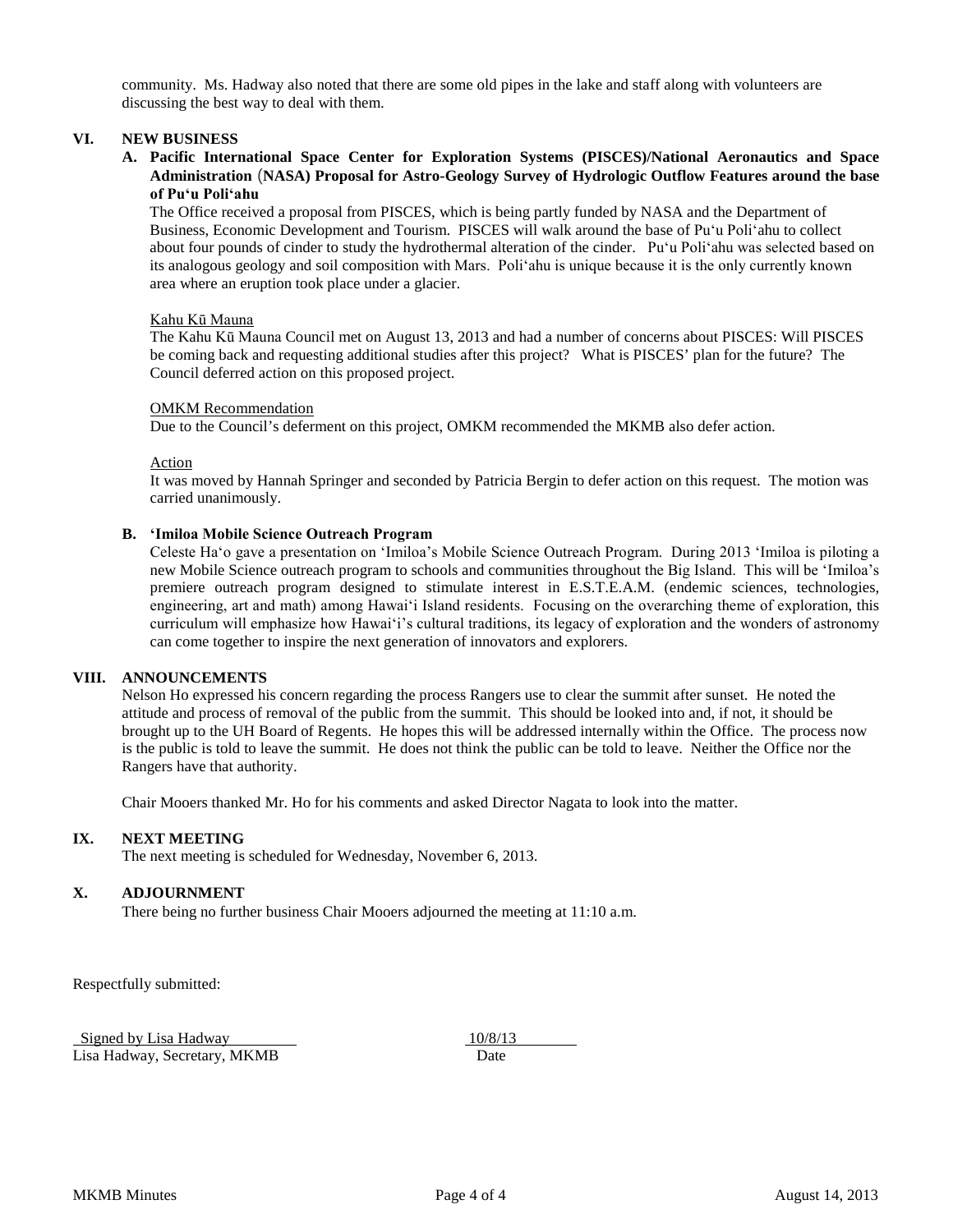community. Ms. Hadway also noted that there are some old pipes in the lake and staff along with volunteers are discussing the best way to deal with them.

## VI. NEW BUSINESS

### A. Pacific International Space Center for Exploration Systems (PISCES)/National Aeronautics and Space Administration (NASA) Proposal for Astro-Geology Survey of Hydrologic Outflow Features around the base of Pu'u Poli'ahu

The Office received a proposal from PISCES, which is being partly funded by NASA and the Department of Business, Economic Development and Tourism. PISCES will walk around the base of Pu'u Poli'ahu to collect about four pounds of cinder to study the hydrothermal alteration of the cinder. Pu'u Poli'ahu was selected based on its analogous geology and soil composition with Mars. Poli'ahu is unique because it is the only currently known area where an eruption took place under a glacier.

Kahu Kū Mauna

The Kahu Kū Mauna Council met on August 13, 2013 and had a number of concerns about PISCES: Will PISCES be coming back and requesting additional studies after this project? What is PISCES' plan for the future? The Council deferred action on this proposed project.

OMKM Recommendation

Due to the Council's deferment on this project, OMKM recommended the MKMB also defer action.

Action

It was moved by Hannah Springer and seconded by Patricia Bergin to defer action on this request. The motion was carried unanimously.

### B. 'Imiloa Mobile Science Outreach Program

Celeste Ha'o gave a presentation on 'Imiloa's Mobile Science Outreach Program. During 2013 'Imiloa is piloting a new Mobile Science outreach program to schools and communities throughout the Big Island. This will be 'Imiloa's premiere outreach program designed to stimulate interest in E.S.T.E.A.M. (endemic sciences, technologies, engineering, art and math) among Hawai'i Island residents. Focusing on the overarching theme of exploration, this curriculum will emphasize how Hawai'i's cultural traditions, its legacy of exploration and the wonders of astronomy can come together to inspire the next generation of innovators and explorers.

## VIII. ANNOUNCEMENTS

Nelson Ho expressed his concern regarding the process Rangers use to clear the summit after sunset. He noted the attitude and process of removal of the public from the summit. This should be looked into and, if not, it should be brought up to the UH Board of Regents. He hopes this will be addressed internally within the Office. The process now is the public is told to leave the summit. He does not think the public can be told to leave. Neither the Office nor the Rangers have that authority.

Chair Mooers thanked Mr. Ho for his comments and asked Director Nagata to look into the matter.

## IX. NEXT MEETING

The next meeting is scheduled for Wednesday, November 6, 2013.

## X. ADJOURNMENT

There being no further business Chair Mooers adjourned the meeting at 11:10 a.m.

Respectfully submitted:

Signed by Lisa Hadway — 10/8/13

Lisa Hadway, Secretary, MKMB — Date